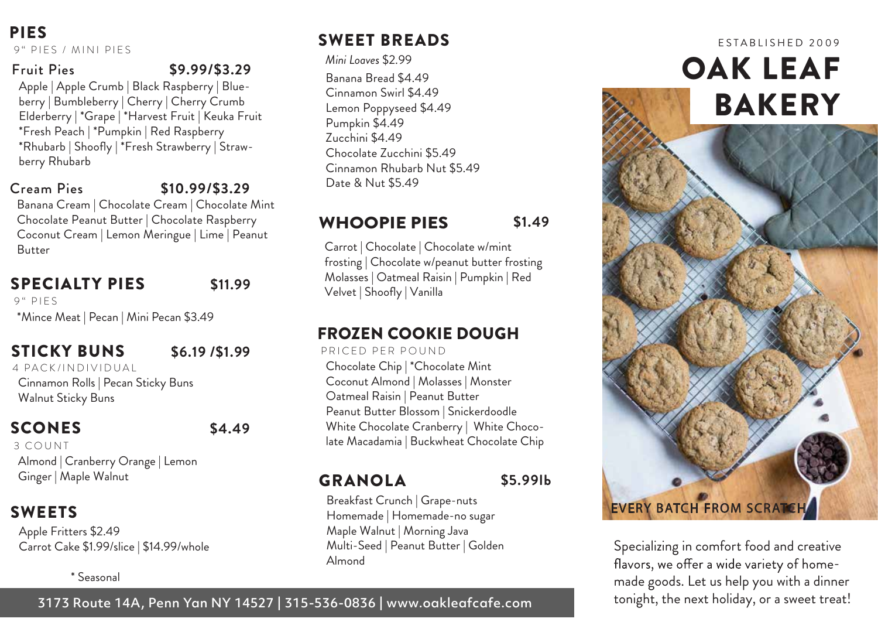## PIES

9" PIES / MINI PIES

### Fruit Pies — $9.99/$3.29

Apple | Apple Crumb | Black Raspberry | Blueberry | Bumbleberry | Cherry | Cherry Crumb Elderberry | *Grape | *Harvest Fruit | Keuka Fruit *Fresh Peach | *Pumpkin | Red Raspberry *Rhubarb | Shoofly | *Fresh Strawberry | Strawberry Rhubarb

### Cream Pies — $10.99/$3.29

Banana Cream | Chocolate Cream | Chocolate Mint Chocolate Peanut Butter | Chocolate Raspberry Coconut Cream | Lemon Meringue | Lime | Peanut Butter

## SPECIALTY PIES — $11.99

9" PIES

*Mince Meat | Pecan | Mini Pecan $3.49

## STICKY BUNS — $6.19 /$1.99

4 PACK/INDIVIDUAL

Cinnamon Rolls | Pecan Sticky Buns Walnut Sticky Buns

## SCONES — $4.49

3 COUNT

Almond | Cranberry Orange | Lemon Ginger | Maple Walnut

## SWEETS

Apple Fritters $2.49
Carrot Cake $1.99/slice | $14.99/whole

\* Seasonal

## SWEET BREADS

*Mini Loaves* $2.99

Banana Bread $4.49
Cinnamon Swirl $4.49
Lemon Poppyseed $4.49
Pumpkin $4.49
Zucchini $4.49
Chocolate Zucchini $5.49
Cinnamon Rhubarb Nut $5.49
Date & Nut $5.49

## WHOOPIE PIES — $1.49

Carrot | Chocolate | Chocolate w/mint frosting | Chocolate w/peanut butter frosting Molasses | Oatmeal Raisin | Pumpkin | Red Velvet | Shoofly | Vanilla

## FROZEN COOKIE DOUGH

PRICED PER POUND

Chocolate Chip | *Chocolate Mint Coconut Almond | Molasses | Monster Oatmeal Raisin | Peanut Butter Peanut Butter Blossom | Snickerdoodle White Chocolate Cranberry | White Chocolate Macadamia | Buckwheat Chocolate Chip

## GRANOLA — $5.99lb

Breakfast Crunch | Grape-nuts Homemade | Homemade-no sugar Maple Walnut | Morning Java Multi-Seed | Peanut Butter | Golden Almond

3173 Route 14A, Penn Yan NY 14527 | 315-536-0836 | www.oakleafcafe.com

ESTABLISHED 2009

# OAK LEAF BAKERY

EVERY BATCH FROM SCRATCH

Specializing in comfort food and creative flavors, we offer a wide variety of homemade goods. Let us help you with a dinner tonight, the next holiday, or a sweet treat!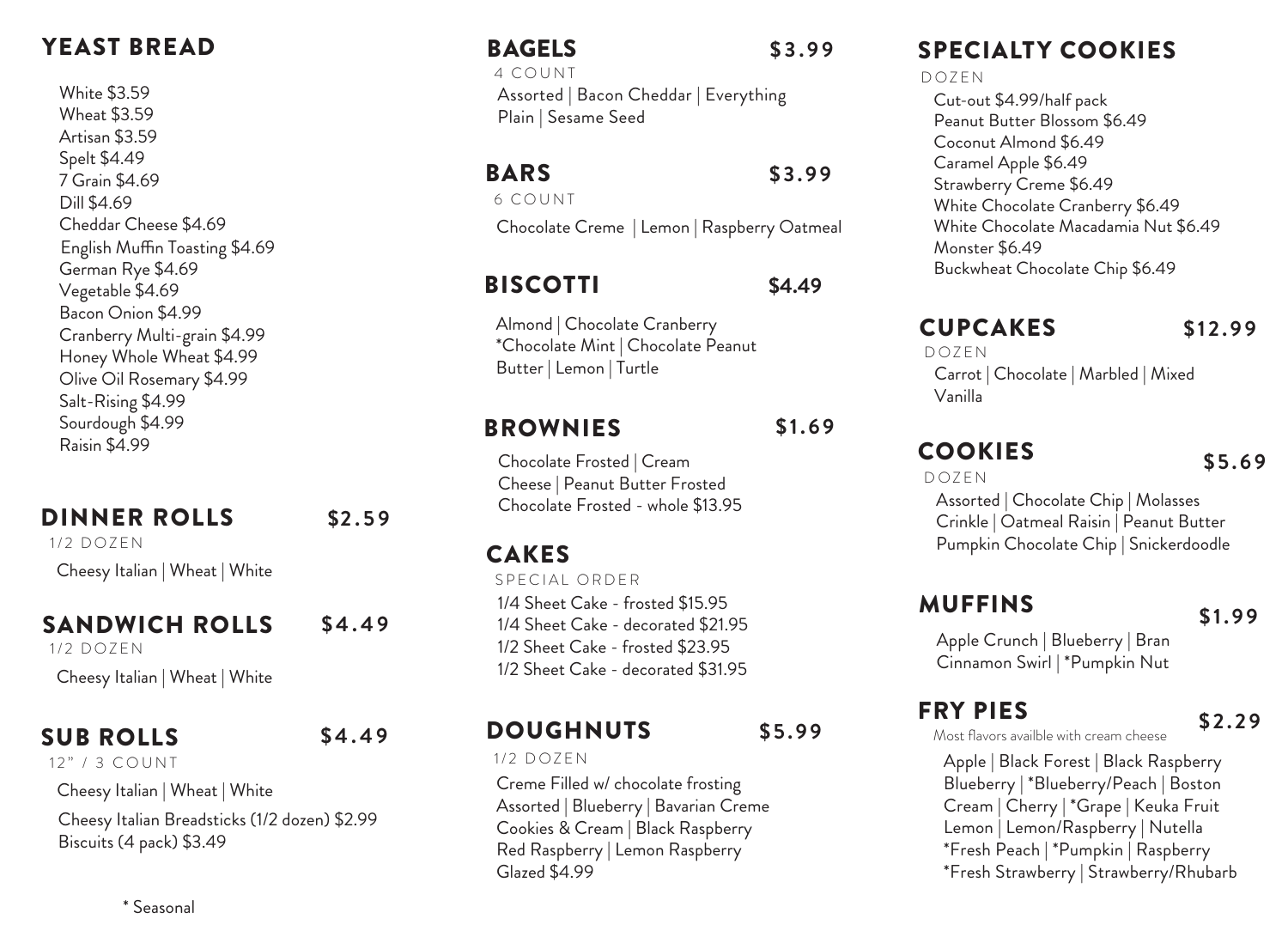## YEAST BREAD

White $3.59
Wheat $3.59
Artisan $3.59
Spelt $4.49
7 Grain $4.69
Dill $4.69
Cheddar Cheese $4.69
English Muffin Toasting $4.69
German Rye $4.69
Vegetable $4.69
Bacon Onion $4.99
Cranberry Multi-grain $4.99
Honey Whole Wheat $4.99
Olive Oil Rosemary $4.99
Salt-Rising $4.99
Sourdough $4.99
Raisin $4.99

## DINNER ROLLS $2.59

1/2 DOZEN

Cheesy Italian | Wheat | White

## SANDWICH ROLLS $4.49

1/2 DOZEN

Cheesy Italian | Wheat | White

## SUB ROLLS $4.49

12" / 3 COUNT

Cheesy Italian | Wheat | White

Cheesy Italian Breadsticks (1/2 dozen) $2.99
Biscuits (4 pack) $3.49

## BAGELS $3.99

4 COUNT

Assorted | Bacon Cheddar | Everything
Plain | Sesame Seed

## BARS $3.99

6 COUNT

Chocolate Creme | Lemon | Raspberry Oatmeal

## BISCOTTI $4.49

Almond | Chocolate Cranberry
*Chocolate Mint | Chocolate Peanut Butter | Lemon | Turtle

## BROWNIES $1.69

Chocolate Frosted | Cream Cheese | Peanut Butter Frosted
Chocolate Frosted - whole $13.95

## CAKES

SPECIAL ORDER

1/4 Sheet Cake - frosted $15.95
1/4 Sheet Cake - decorated $21.95
1/2 Sheet Cake - frosted $23.95
1/2 Sheet Cake - decorated $31.95

## DOUGHNUTS $5.99

1/2 DOZEN

Creme Filled w/ chocolate frosting
Assorted | Blueberry | Bavarian Creme
Cookies & Cream | Black Raspberry
Red Raspberry | Lemon Raspberry
Glazed $4.99

## SPECIALTY COOKIES

DOZEN

Cut-out $4.99/half pack
Peanut Butter Blossom $6.49
Coconut Almond $6.49
Caramel Apple $6.49
Strawberry Creme $6.49
White Chocolate Cranberry $6.49
White Chocolate Macadamia Nut $6.49
Monster $6.49
Buckwheat Chocolate Chip $6.49

## CUPCAKES $12.99

DOZEN

Carrot | Chocolate | Marbled | Mixed
Vanilla

## COOKIES $5.69

DOZEN

Assorted | Chocolate Chip | Molasses
Crinkle | Oatmeal Raisin | Peanut Butter
Pumpkin Chocolate Chip | Snickerdoodle

## MUFFINS $1.99

Apple Crunch | Blueberry | Bran
Cinnamon Swirl | *Pumpkin Nut

## FRY PIES $2.29

Most flavors availble with cream cheese

Apple | Black Forest | Black Raspberry
Blueberry | *Blueberry/Peach | Boston Cream | Cherry | *Grape | Keuka Fruit
Lemon | Lemon/Raspberry | Nutella
*Fresh Peach | *Pumpkin | Raspberry
*Fresh Strawberry | Strawberry/Rhubarb

* Seasonal